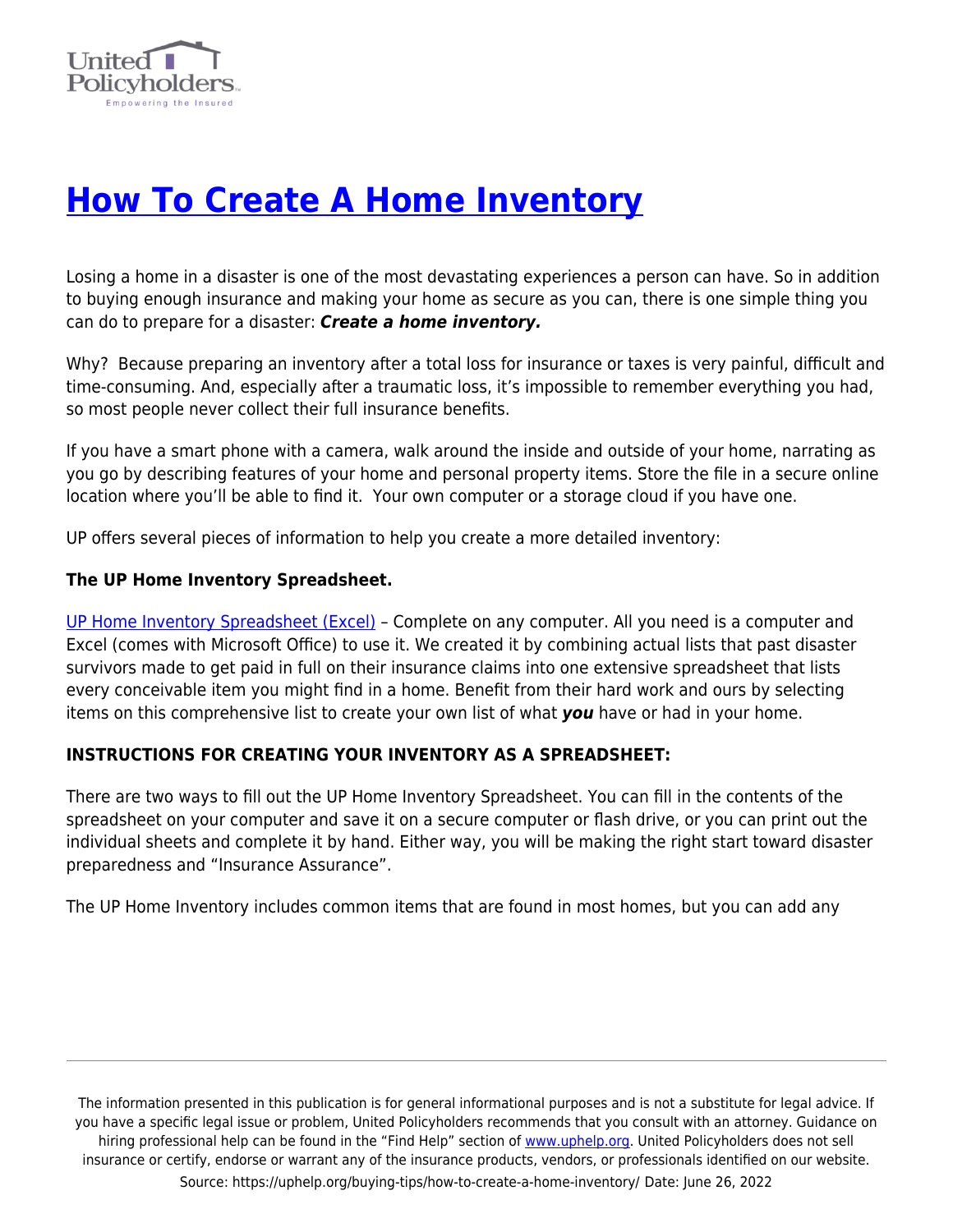# [How To Create A Home Inventory](https://uphelp.org/buying-tips/how-to-create-a-home-inventory/)

Losing a home in a disaster is one of the most devastating experiences a person can have. So in addition to buying enough insurance and making your home as secure as you can, there is one simple thing you can do to prepare for a disaster: ***Create a home inventory.***

Why? Because preparing an inventory after a total loss for insurance or taxes is very painful, difficult and time-consuming. And, especially after a traumatic loss, it's impossible to remember everything you had, so most people never collect their full insurance benefits.

If you have a smart phone with a camera, walk around the inside and outside of your home, narrating as you go by describing features of your home and personal property items. Store the file in a secure online location where you'll be able to find it. Your own computer or a storage cloud if you have one.

UP offers several pieces of information to help you create a more detailed inventory:

**The UP Home Inventory Spreadsheet.**

UP Home Inventory Spreadsheet (Excel) – Complete on any computer. All you need is a computer and Excel (comes with Microsoft Office) to use it. We created it by combining actual lists that past disaster survivors made to get paid in full on their insurance claims into one extensive spreadsheet that lists every conceivable item you might find in a home. Benefit from their hard work and ours by selecting items on this comprehensive list to create your own list of what ***you*** have or had in your home.

**INSTRUCTIONS FOR CREATING YOUR INVENTORY AS A SPREADSHEET:**

There are two ways to fill out the UP Home Inventory Spreadsheet. You can fill in the contents of the spreadsheet on your computer and save it on a secure computer or flash drive, or you can print out the individual sheets and complete it by hand. Either way, you will be making the right start toward disaster preparedness and "Insurance Assurance".

The UP Home Inventory includes common items that are found in most homes, but you can add any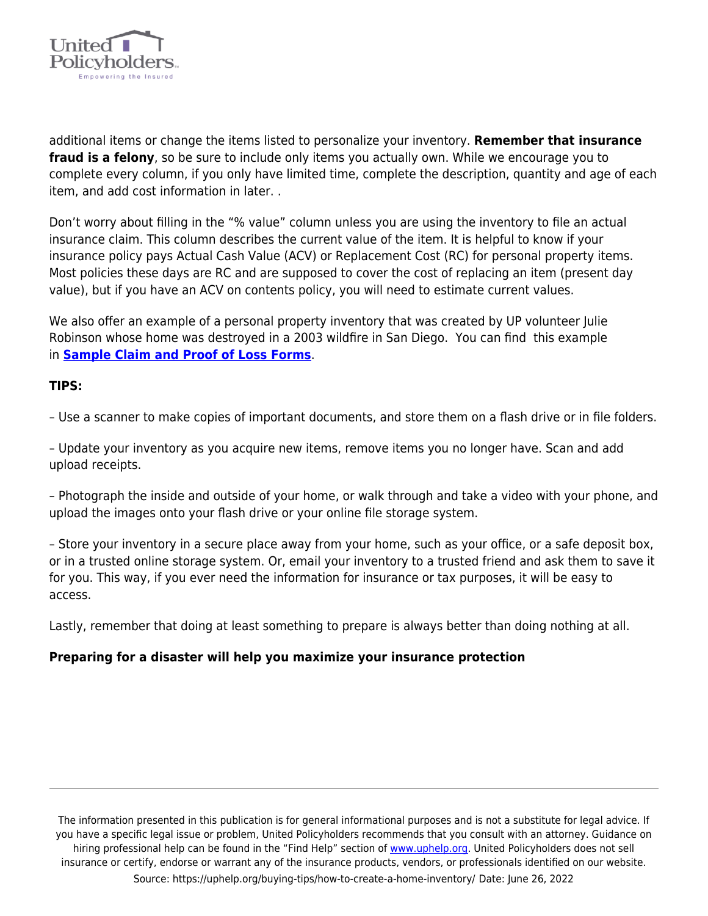additional items or change the items listed to personalize your inventory. **Remember that insurance fraud is a felony**, so be sure to include only items you actually own. While we encourage you to complete every column, if you only have limited time, complete the description, quantity and age of each item, and add cost information in later. .

Don't worry about filling in the "% value" column unless you are using the inventory to file an actual insurance claim. This column describes the current value of the item. It is helpful to know if your insurance policy pays Actual Cash Value (ACV) or Replacement Cost (RC) for personal property items. Most policies these days are RC and are supposed to cover the cost of replacing an item (present day value), but if you have an ACV on contents policy, you will need to estimate current values.

We also offer an example of a personal property inventory that was created by UP volunteer Julie Robinson whose home was destroyed in a 2003 wildfire in San Diego. You can find this example in **Sample Claim and Proof of Loss Forms**.

**TIPS:**

– Use a scanner to make copies of important documents, and store them on a flash drive or in file folders.

– Update your inventory as you acquire new items, remove items you no longer have. Scan and add upload receipts.

– Photograph the inside and outside of your home, or walk through and take a video with your phone, and upload the images onto your flash drive or your online file storage system.

– Store your inventory in a secure place away from your home, such as your office, or a safe deposit box, or in a trusted online storage system. Or, email your inventory to a trusted friend and ask them to save it for you. This way, if you ever need the information for insurance or tax purposes, it will be easy to access.

Lastly, remember that doing at least something to prepare is always better than doing nothing at all.

**Preparing for a disaster will help you maximize your insurance protection**

The information presented in this publication is for general informational purposes and is not a substitute for legal advice. If you have a specific legal issue or problem, United Policyholders recommends that you consult with an attorney. Guidance on hiring professional help can be found in the "Find Help" section of www.uphelp.org. United Policyholders does not sell insurance or certify, endorse or warrant any of the insurance products, vendors, or professionals identified on our website.

Source: https://uphelp.org/buying-tips/how-to-create-a-home-inventory/ Date: June 26, 2022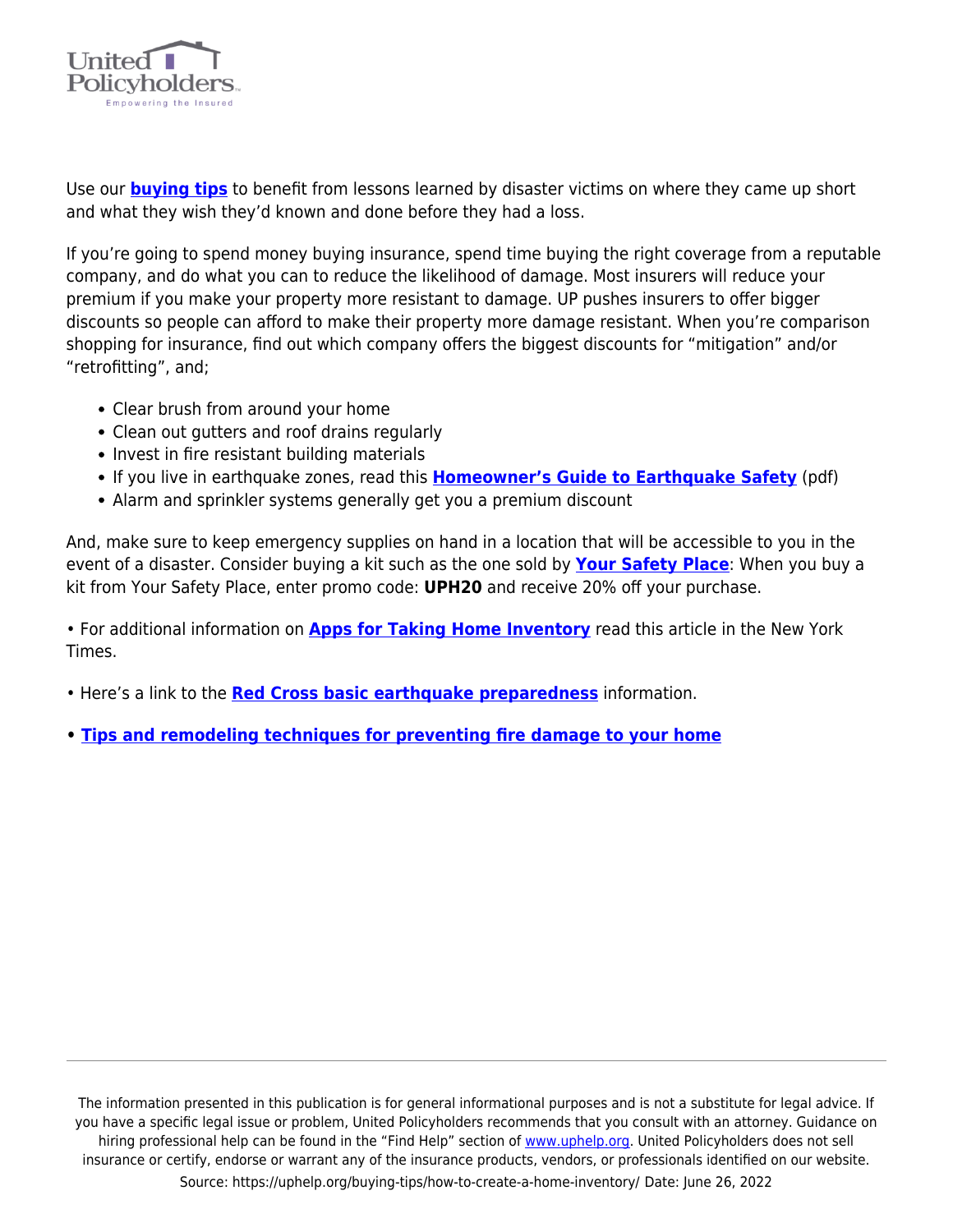Use our **buying tips** to benefit from lessons learned by disaster victims on where they came up short and what they wish they'd known and done before they had a loss.

If you're going to spend money buying insurance, spend time buying the right coverage from a reputable company, and do what you can to reduce the likelihood of damage. Most insurers will reduce your premium if you make your property more resistant to damage. UP pushes insurers to offer bigger discounts so people can afford to make their property more damage resistant. When you're comparison shopping for insurance, find out which company offers the biggest discounts for "mitigation" and/or "retrofitting", and;

- Clear brush from around your home
- Clean out gutters and roof drains regularly
- Invest in fire resistant building materials
- If you live in earthquake zones, read this **Homeowner's Guide to Earthquake Safety** (pdf)
- Alarm and sprinkler systems generally get you a premium discount

And, make sure to keep emergency supplies on hand in a location that will be accessible to you in the event of a disaster. Consider buying a kit such as the one sold by **Your Safety Place**: When you buy a kit from Your Safety Place, enter promo code: **UPH20** and receive 20% off your purchase.

• For additional information on **Apps for Taking Home Inventory** read this article in the New York Times.

• Here's a link to the **Red Cross basic earthquake preparedness** information.

**• Tips and remodeling techniques for preventing fire damage to your home**

The information presented in this publication is for general informational purposes and is not a substitute for legal advice. If you have a specific legal issue or problem, United Policyholders recommends that you consult with an attorney. Guidance on hiring professional help can be found in the "Find Help" section of www.uphelp.org. United Policyholders does not sell insurance or certify, endorse or warrant any of the insurance products, vendors, or professionals identified on our website.

Source: https://uphelp.org/buying-tips/how-to-create-a-home-inventory/ Date: June 26, 2022